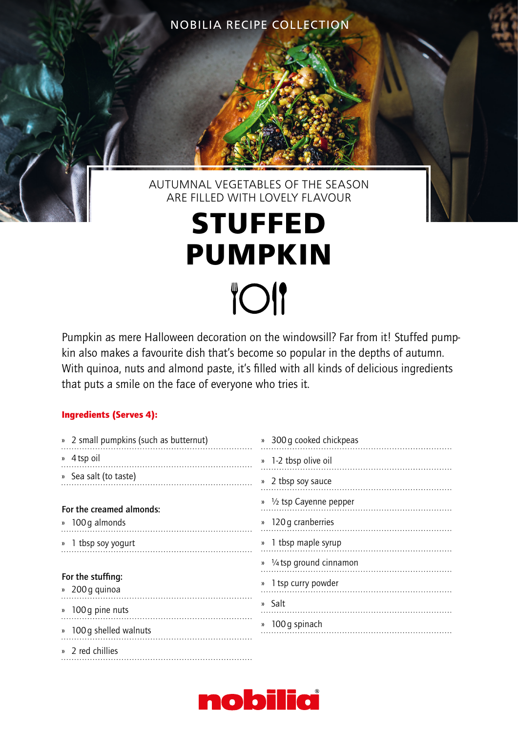NOBILIA RECIPE COLLECTION

AUTUMNAL VEGETABLES OF THE SEASON ARE FILLED WITH LOVELY FLAVOUR

# STUFFED PUMPKIN

Pumpkin as mere Halloween decoration on the windowsill? Far from it! Stuffed pumpkin also makes a favourite dish that's become so popular in the depths of autumn. With quinoa, nuts and almond paste, it's filled with all kinds of delicious ingredients that puts a smile on the face of everyone who tries it.

**Ingredients (Serves 4):**

- 2 small pumpkins (such as butternut)
- 4 tsp oil
- Sea salt (to taste)

**For the creamed almonds:**

- 100 g almonds
- 1 tbsp soy yogurt

**For the stuffing:**

- 200 g quinoa
- 100 g pine nuts
- 100 g shelled walnuts
- 2 red chillies
- 300 g cooked chickpeas
- 1-2 tbsp olive oil
- 2 tbsp soy sauce
- ½ tsp Cayenne pepper
- 120 g cranberries
- 1 tbsp maple syrup
- ¼ tsp ground cinnamon
- 1 tsp curry powder
- Salt
- 100 g spinach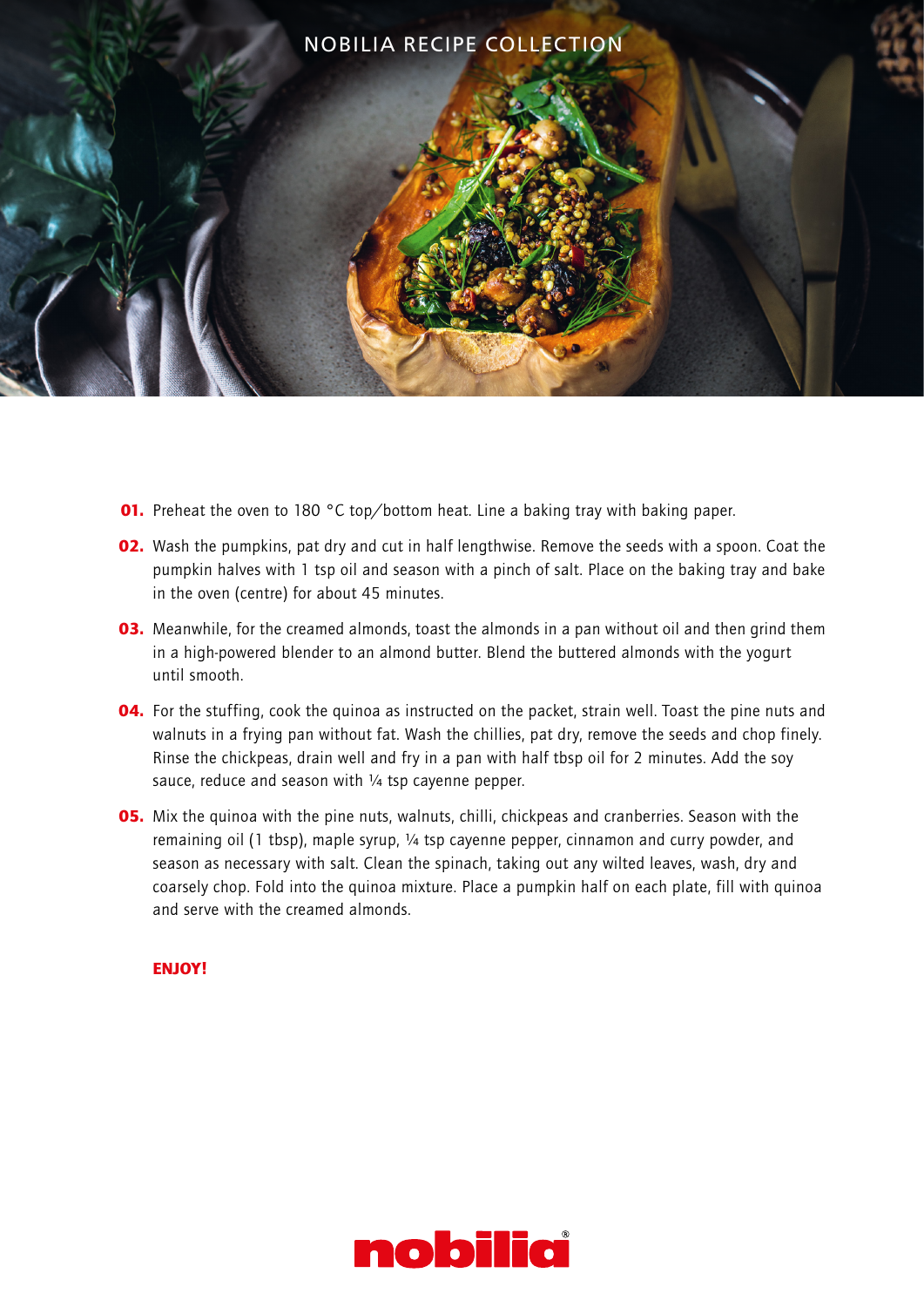NOBILIA RECIPE COLLECTION

**01.** Preheat the oven to 180 °C top/bottom heat. Line a baking tray with baking paper.

**02.** Wash the pumpkins, pat dry and cut in half lengthwise. Remove the seeds with a spoon. Coat the pumpkin halves with 1 tsp oil and season with a pinch of salt. Place on the baking tray and bake in the oven (centre) for about 45 minutes.

**03.** Meanwhile, for the creamed almonds, toast the almonds in a pan without oil and then grind them in a high-powered blender to an almond butter. Blend the buttered almonds with the yogurt until smooth.

**04.** For the stuffing, cook the quinoa as instructed on the packet, strain well. Toast the pine nuts and walnuts in a frying pan without fat. Wash the chillies, pat dry, remove the seeds and chop finely. Rinse the chickpeas, drain well and fry in a pan with half tbsp oil for 2 minutes. Add the soy sauce, reduce and season with ¼ tsp cayenne pepper.

**05.** Mix the quinoa with the pine nuts, walnuts, chilli, chickpeas and cranberries. Season with the remaining oil (1 tbsp), maple syrup, ¼ tsp cayenne pepper, cinnamon and curry powder, and season as necessary with salt. Clean the spinach, taking out any wilted leaves, wash, dry and coarsely chop. Fold into the quinoa mixture. Place a pumpkin half on each plate, fill with quinoa and serve with the creamed almonds.

**ENJOY!**

nobilia®